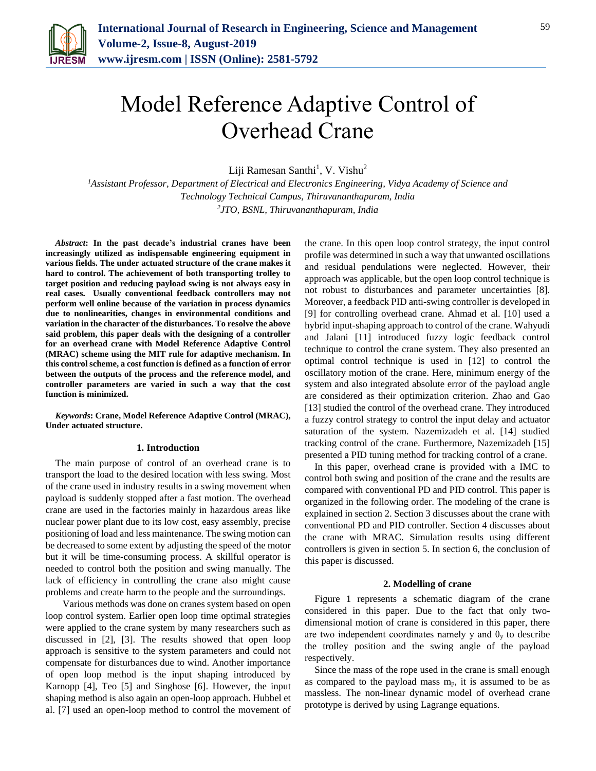# Model Reference Adaptive Control of Overhead Crane

Liji Ramesan Santhi[1], V. Vishu[2]

[1]*Assistant Professor, Department of Electrical and Electronics Engineering, Vidya Academy of Science and Technology Technical Campus, Thiruvananthapuram, India*
[2]*JTO, BSNL, Thiruvananthapuram, India*

***Abstract*: In the past decade's industrial cranes have been increasingly utilized as indispensable engineering equipment in various fields. The under actuated structure of the crane makes it hard to control. The achievement of both transporting trolley to target position and reducing payload swing is not always easy in real cases. Usually conventional feedback controllers may not perform well online because of the variation in process dynamics due to nonlinearities, changes in environmental conditions and variation in the character of the disturbances. To resolve the above said problem, this paper deals with the designing of a controller for an overhead crane with Model Reference Adaptive Control (MRAC) scheme using the MIT rule for adaptive mechanism. In this control scheme, a cost function is defined as a function of error between the outputs of the process and the reference model, and controller parameters are varied in such a way that the cost function is minimized.**

***Keywords*: Crane, Model Reference Adaptive Control (MRAC), Under actuated structure.**

## 1. Introduction

The main purpose of control of an overhead crane is to transport the load to the desired location with less swing. Most of the crane used in industry results in a swing movement when payload is suddenly stopped after a fast motion. The overhead crane are used in the factories mainly in hazardous areas like nuclear power plant due to its low cost, easy assembly, precise positioning of load and less maintenance. The swing motion can be decreased to some extent by adjusting the speed of the motor but it will be time-consuming process. A skillful operator is needed to control both the position and swing manually. The lack of efficiency in controlling the crane also might cause problems and create harm to the people and the surroundings.

Various methods was done on cranes system based on open loop control system. Earlier open loop time optimal strategies were applied to the crane system by many researchers such as discussed in [2], [3]. The results showed that open loop approach is sensitive to the system parameters and could not compensate for disturbances due to wind. Another importance of open loop method is the input shaping introduced by Karnopp [4], Teo [5] and Singhose [6]. However, the input shaping method is also again an open-loop approach. Hubbel et al. [7] used an open-loop method to control the movement of the crane. In this open loop control strategy, the input control profile was determined in such a way that unwanted oscillations and residual pendulations were neglected. However, their approach was applicable, but the open loop control technique is not robust to disturbances and parameter uncertainties [8]. Moreover, a feedback PID anti-swing controller is developed in [9] for controlling overhead crane. Ahmad et al. [10] used a hybrid input-shaping approach to control of the crane. Wahyudi and Jalani [11] introduced fuzzy logic feedback control technique to control the crane system. They also presented an optimal control technique is used in [12] to control the oscillatory motion of the crane. Here, minimum energy of the system and also integrated absolute error of the payload angle are considered as their optimization criterion. Zhao and Gao [13] studied the control of the overhead crane. They introduced a fuzzy control strategy to control the input delay and actuator saturation of the system. Nazemizadeh et al. [14] studied tracking control of the crane. Furthermore, Nazemizadeh [15] presented a PID tuning method for tracking control of a crane.

In this paper, overhead crane is provided with a IMC to control both swing and position of the crane and the results are compared with conventional PD and PID control. This paper is organized in the following order. The modeling of the crane is explained in section 2. Section 3 discusses about the crane with conventional PD and PID controller. Section 4 discusses about the crane with MRAC. Simulation results using different controllers is given in section 5. In section 6, the conclusion of this paper is discussed.

## 2. Modelling of crane

Figure 1 represents a schematic diagram of the crane considered in this paper. Due to the fact that only two-dimensional motion of crane is considered in this paper, there are two independent coordinates namely y and $\theta_y$ to describe the trolley position and the swing angle of the payload respectively.

Since the mass of the rope used in the crane is small enough as compared to the payload mass $m_p$, it is assumed to be as massless. The non-linear dynamic model of overhead crane prototype is derived by using Lagrange equations.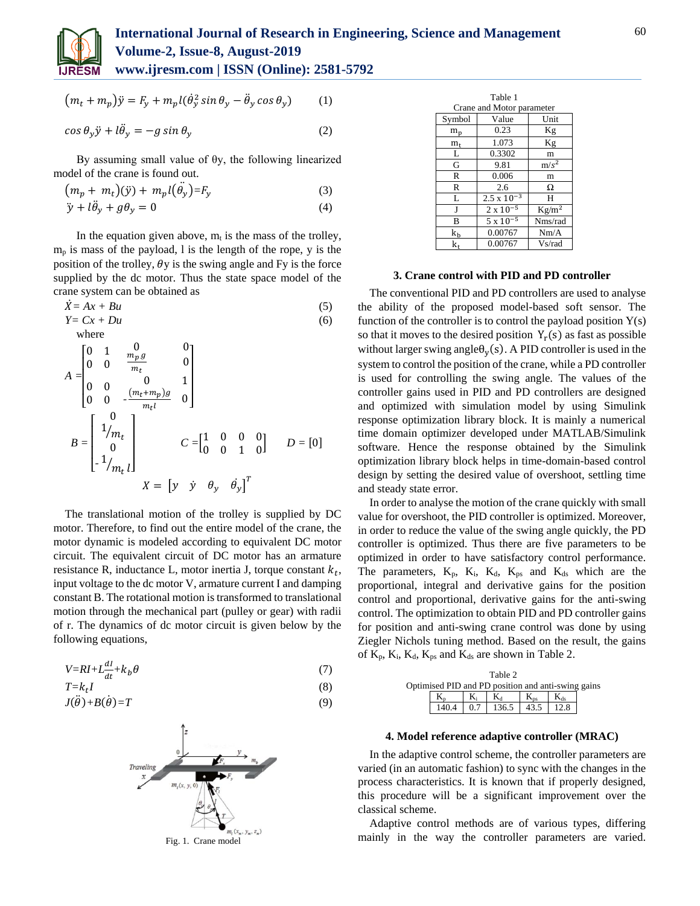$$(m_t + m_p)\ddot{y} = F_y + m_p l(\dot{\theta}_y^2 \sin\theta_y - \ddot{\theta}_y \cos\theta_y) \tag{1}$$

$$\cos\theta_y \ddot{y} + l\ddot{\theta}_y = -g \sin\theta_y \tag{2}$$

By assuming small value of θy, the following linearized model of the crane is found out.

$$(m_p + m_t)(\ddot{y}) + m_p l(\ddot{\theta}_y) = F_y \tag{3}$$

$$\ddot{y} + l\ddot{\theta}_y + g\theta_y = 0 \tag{4}$$

In the equation given above, $m_t$ is the mass of the trolley, $m_p$ is mass of the payload, l is the length of the rope, y is the position of the trolley, $\theta$y is the swing angle and Fy is the force supplied by the dc motor. Thus the state space model of the crane system can be obtained as

$$\dot{X} = Ax + Bu \tag{5}$$

$$Y = Cx + Du \tag{6}$$

where

$$A = \begin{bmatrix} 0 & 1 & 0 & 0 \\ 0 & 0 & \frac{m_p g}{m_t} & 0 \\ 0 & 0 & 0 & 1 \\ 0 & 0 & -\frac{(m_t + m_p)g}{m_t l} & 0 \end{bmatrix}$$

$$B = \begin{bmatrix} 0 \\ 1/m_t \\ 0 \\ -1/m_t l \end{bmatrix} \qquad C = \begin{bmatrix} 1 & 0 & 0 & 0 \\ 0 & 0 & 1 & 0 \end{bmatrix} \qquad D = [0]$$

$$X = \begin{bmatrix} y & \dot{y} & \theta_y & \dot{\theta_y} \end{bmatrix}^T$$

The translational motion of the trolley is supplied by DC motor. Therefore, to find out the entire model of the crane, the motor dynamic is modeled according to equivalent DC motor circuit. The equivalent circuit of DC motor has an armature resistance R, inductance L, motor inertia J, torque constant $k_t$, input voltage to the dc motor V, armature current I and damping constant B. The rotational motion is transformed to translational motion through the mechanical part (pulley or gear) with radii of r. The dynamics of dc motor circuit is given below by the following equations,

$$V = RI + L\frac{dI}{dt} + k_b\theta \tag{7}$$

$$T = k_t I \tag{8}$$

$$J(\ddot{\theta}) + B(\dot{\theta}) = T \tag{9}$$

Fig. 1. Crane model

Table 1
Crane and Motor parameter

| Symbol | Value | Unit |
|---|---|---|
| $m_p$ | 0.23 | Kg |
| $m_t$ | 1.073 | Kg |
| L | 0.3302 | m |
| G | 9.81 | $m/s^2$ |
| R | 0.006 | m |
| R | 2.6 | Ω |
| L | $2.5 \times 10^{-3}$ | H |
| J | $2 \times 10^{-5}$ | Kg/m$^2$ |
| B | $5 \times 10^{-5}$ | Nms/rad |
| $k_b$ | 0.00767 | Nm/A |
| $k_t$ | 0.00767 | Vs/rad |

### 3. Crane control with PID and PD controller

The conventional PID and PD controllers are used to analyse the ability of the proposed model-based soft sensor. The function of the controller is to control the payload position Y(s) so that it moves to the desired position $Y_r(s)$ as fast as possible without larger swing angle$\theta_y(s)$. A PID controller is used in the system to control the position of the crane, while a PD controller is used for controlling the swing angle. The values of the controller gains used in PID and PD controllers are designed and optimized with simulation model by using Simulink response optimization library block. It is mainly a numerical time domain optimizer developed under MATLAB/Simulink software. Hence the response obtained by the Simulink optimization library block helps in time-domain-based control design by setting the desired value of overshoot, settling time and steady state error.

In order to analyse the motion of the crane quickly with small value for overshoot, the PID controller is optimized. Moreover, in order to reduce the value of the swing angle quickly, the PD controller is optimized. Thus there are five parameters to be optimized in order to have satisfactory control performance. The parameters, $K_p$, $K_i$, $K_d$, $K_{ps}$ and $K_{ds}$ which are the proportional, integral and derivative gains for the position control and proportional, derivative gains for the anti-swing control. The optimization to obtain PID and PD controller gains for position and anti-swing crane control was done by using Ziegler Nichols tuning method. Based on the result, the gains of $K_p$, $K_i$, $K_d$, $K_{ps}$ and $K_{ds}$ are shown in Table 2.

Table 2
Optimised PID and PD position and anti-swing gains

| $K_p$ | $K_i$ | $K_d$ | $K_{ps}$ | $K_{ds}$ |
|---|---|---|---|---|
| 140.4 | 0.7 | 136.5 | 43.5 | 12.8 |

### 4. Model reference adaptive controller (MRAC)

In the adaptive control scheme, the controller parameters are varied (in an automatic fashion) to sync with the changes in the process characteristics. It is known that if properly designed, this procedure will be a significant improvement over the classical scheme.

Adaptive control methods are of various types, differing mainly in the way the controller parameters are varied.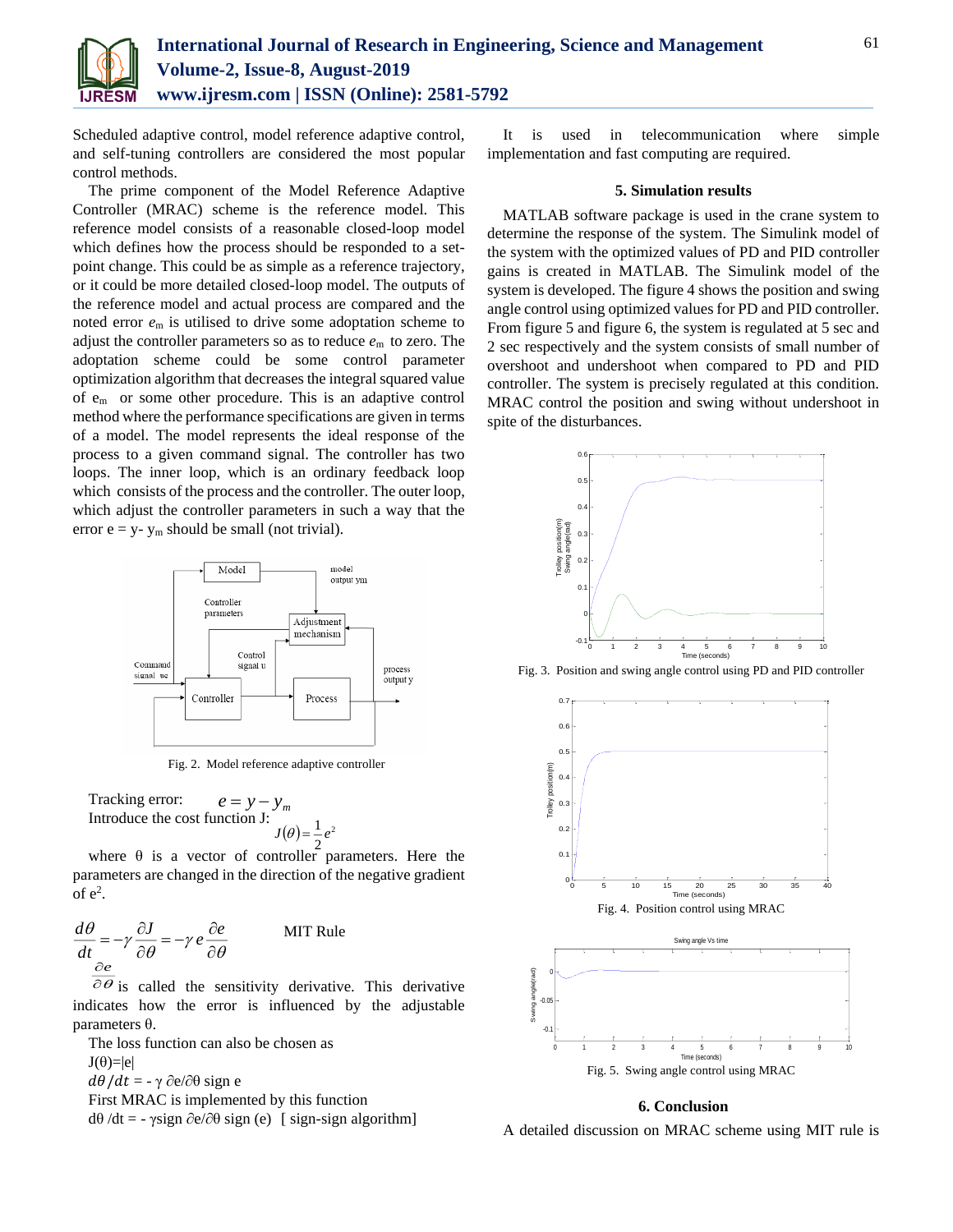Scheduled adaptive control, model reference adaptive control, and self-tuning controllers are considered the most popular control methods.

The prime component of the Model Reference Adaptive Controller (MRAC) scheme is the reference model. This reference model consists of a reasonable closed-loop model which defines how the process should be responded to a set-point change. This could be as simple as a reference trajectory, or it could be more detailed closed-loop model. The outputs of the reference model and actual process are compared and the noted error $e_m$ is utilised to drive some adoptation scheme to adjust the controller parameters so as to reduce $e_m$ to zero. The adoptation scheme could be some control parameter optimization algorithm that decreases the integral squared value of $e_m$ or some other procedure. This is an adaptive control method where the performance specifications are given in terms of a model. The model represents the ideal response of the process to a given command signal. The controller has two loops. The inner loop, which is an ordinary feedback loop which consists of the process and the controller. The outer loop, which adjust the controller parameters in such a way that the error $e = y - y_m$ should be small (not trivial).

Fig. 2. Model reference adaptive controller

Tracking error: $e = y - y_m$

Introduce the cost function J:

$$J(\theta) = \frac{1}{2}e^2$$

where θ is a vector of controller parameters. Here the parameters are changed in the direction of the negative gradient of $e^2$.

$$\frac{d\theta}{dt} = -\gamma\frac{\partial J}{\partial \theta} = -\gamma e\frac{\partial e}{\partial \theta} \qquad \text{MIT Rule}$$

$\frac{\partial e}{\partial \theta}$ is called the sensitivity derivative. This derivative indicates how the error is influenced by the adjustable parameters θ.

The loss function can also be chosen as

$J(\theta)=|e|$

$d\theta/dt = -\gamma\, \partial e/\partial\theta$ sign e

First MRAC is implemented by this function

$d\theta/dt = -\gamma\text{sign}\, \partial e/\partial\theta$ sign (e) [ sign-sign algorithm]

It is used in telecommunication where simple implementation and fast computing are required.

## 5. Simulation results

MATLAB software package is used in the crane system to determine the response of the system. The Simulink model of the system with the optimized values of PD and PID controller gains is created in MATLAB. The Simulink model of the system is developed. The figure 4 shows the position and swing angle control using optimized values for PD and PID controller. From figure 5 and figure 6, the system is regulated at 5 sec and 2 sec respectively and the system consists of small number of overshoot and undershoot when compared to PD and PID controller. The system is precisely regulated at this condition. MRAC control the position and swing without undershoot in spite of the disturbances.

Fig. 3. Position and swing angle control using PD and PID controller

Fig. 4. Position control using MRAC

Fig. 5. Swing angle control using MRAC

## 6. Conclusion

A detailed discussion on MRAC scheme using MIT rule is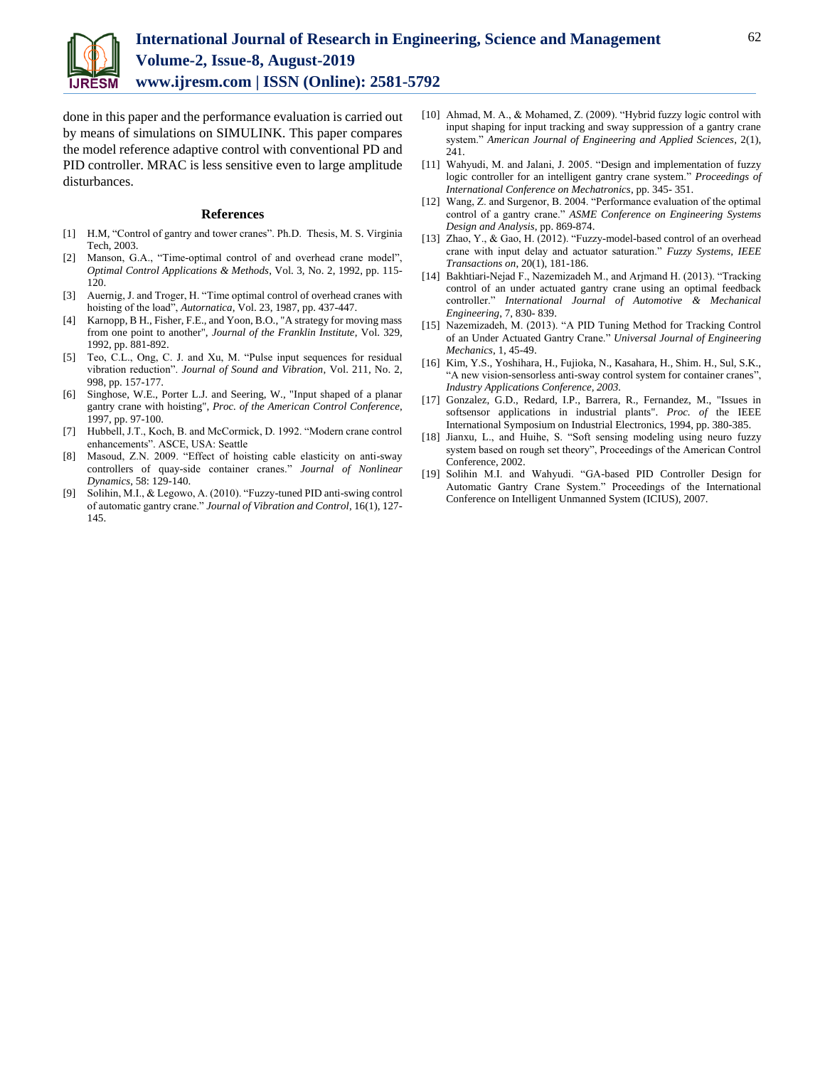done in this paper and the performance evaluation is carried out by means of simulations on SIMULINK. This paper compares the model reference adaptive control with conventional PD and PID controller. MRAC is less sensitive even to large amplitude disturbances.

## References

[1] H.M, "Control of gantry and tower cranes". Ph.D. Thesis, M. S. Virginia Tech, 2003.

[2] Manson, G.A., "Time-optimal control of and overhead crane model", *Optimal Control Applications & Methods*, Vol. 3, No. 2, 1992, pp. 115-120.

[3] Auernig, J. and Troger, H. "Time optimal control of overhead cranes with hoisting of the load", *Autornatica*, Vol. 23, 1987, pp. 437-447.

[4] Karnopp, B H., Fisher, F.E., and Yoon, B.O., "A strategy for moving mass from one point to another", *Journal of the Franklin Institute*, Vol. 329, 1992, pp. 881-892.

[5] Teo, C.L., Ong, C. J. and Xu, M. "Pulse input sequences for residual vibration reduction". *Journal of Sound and Vibration*, Vol. 211, No. 2, 998, pp. 157-177.

[6] Singhose, W.E., Porter L.J. and Seering, W., "Input shaped of a planar gantry crane with hoisting", *Proc. of the American Control Conference*, 1997, pp. 97-100.

[7] Hubbell, J.T., Koch, B. and McCormick, D. 1992. "Modern crane control enhancements". ASCE, USA: Seattle

[8] Masoud, Z.N. 2009. "Effect of hoisting cable elasticity on anti-sway controllers of quay-side container cranes." *Journal of Nonlinear Dynamics*, 58: 129-140.

[9] Solihin, M.I., & Legowo, A. (2010). "Fuzzy-tuned PID anti-swing control of automatic gantry crane." *Journal of Vibration and Control*, 16(1), 127-145.

[10] Ahmad, M. A., & Mohamed, Z. (2009). "Hybrid fuzzy logic control with input shaping for input tracking and sway suppression of a gantry crane system." *American Journal of Engineering and Applied Sciences*, 2(1), 241.

[11] Wahyudi, M. and Jalani, J. 2005. "Design and implementation of fuzzy logic controller for an intelligent gantry crane system." *Proceedings of International Conference on Mechatronics*, pp. 345- 351.

[12] Wang, Z. and Surgenor, B. 2004. "Performance evaluation of the optimal control of a gantry crane." *ASME Conference on Engineering Systems Design and Analysis*, pp. 869-874.

[13] Zhao, Y., & Gao, H. (2012). "Fuzzy-model-based control of an overhead crane with input delay and actuator saturation." *Fuzzy Systems, IEEE Transactions on*, 20(1), 181-186.

[14] Bakhtiari-Nejad F., Nazemizadeh M., and Arjmand H. (2013). "Tracking control of an under actuated gantry crane using an optimal feedback controller." *International Journal of Automotive & Mechanical Engineering*, 7, 830- 839.

[15] Nazemizadeh, M. (2013). "A PID Tuning Method for Tracking Control of an Under Actuated Gantry Crane." *Universal Journal of Engineering Mechanics*, 1, 45-49.

[16] Kim, Y.S., Yoshihara, H., Fujioka, N., Kasahara, H., Shim. H., Sul, S.K., "A new vision-sensorless anti-sway control system for container cranes", *Industry Applications Conference, 2003.*

[17] Gonzalez, G.D., Redard, I.P., Barrera, R., Fernandez, M., "Issues in softsensor applications in industrial plants". *Proc. of* the IEEE International Symposium on Industrial Electronics, 1994, pp. 380-385.

[18] Jianxu, L., and Huihe, S. "Soft sensing modeling using neuro fuzzy system based on rough set theory", Proceedings of the American Control Conference, 2002.

[19] Solihin M.I. and Wahyudi. "GA-based PID Controller Design for Automatic Gantry Crane System." Proceedings of the International Conference on Intelligent Unmanned System (ICIUS), 2007.